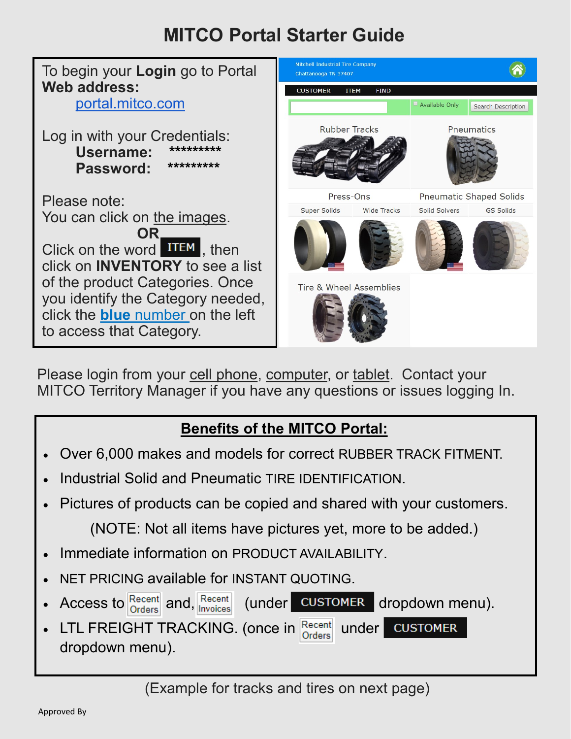# MITCO Portal Starter Guide

To begin your **Login** go to Portal **Web address:**

[portal.mitco.com](portal.mitco.com)

Log in with your Credentials:

**Username:** *********

**Password:** *********

Please note:
You can click on the images.

**OR**

Click on the word **ITEM**, then click on **INVENTORY** to see a list of the product Categories. Once you identify the Category needed, click the **blue** number on the left to access that Category.

Please login from your cell phone, computer, or tablet. Contact your MITCO Territory Manager if you have any questions or issues logging In.

## Benefits of the MITCO Portal:

- Over 6,000 makes and models for correct RUBBER TRACK FITMENT.
- Industrial Solid and Pneumatic TIRE IDENTIFICATION.
- Pictures of products can be copied and shared with your customers.

  (NOTE: Not all items have pictures yet, more to be added.)
- Immediate information on PRODUCT AVAILABILITY.
- NET PRICING available for INSTANT QUOTING.
- Access to Recent Orders and, Recent Invoices (under CUSTOMER dropdown menu).
- LTL FREIGHT TRACKING. (once in Recent Orders under CUSTOMER dropdown menu).

(Example for tracks and tires on next page)

Approved By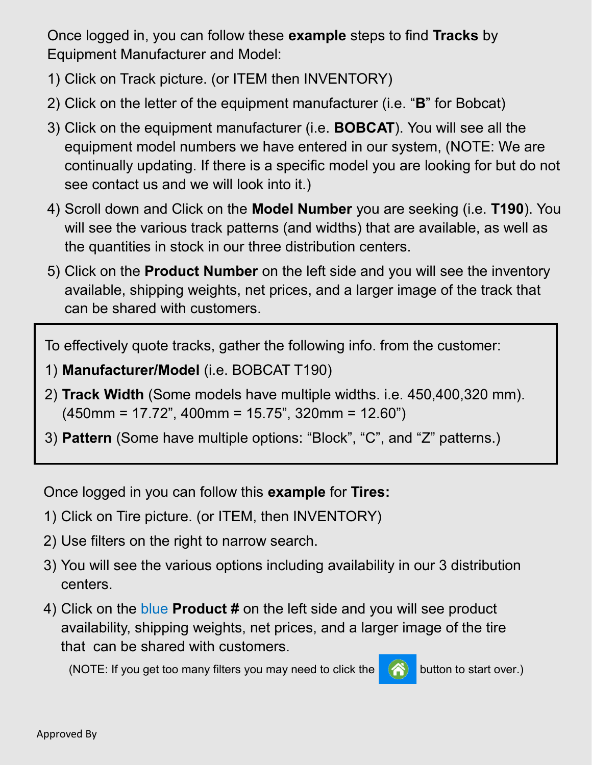Once logged in, you can follow these **example** steps to find **Tracks** by Equipment Manufacturer and Model:

1) Click on Track picture. (or ITEM then INVENTORY)
2) Click on the letter of the equipment manufacturer (i.e. "**B**" for Bobcat)
3) Click on the equipment manufacturer (i.e. **BOBCAT**). You will see all the equipment model numbers we have entered in our system, (NOTE: We are continually updating. If there is a specific model you are looking for but do not see contact us and we will look into it.)
4) Scroll down and Click on the **Model Number** you are seeking (i.e. **T190**). You will see the various track patterns (and widths) that are available, as well as the quantities in stock in our three distribution centers.
5) Click on the **Product Number** on the left side and you will see the inventory available, shipping weights, net prices, and a larger image of the track that can be shared with customers.

To effectively quote tracks, gather the following info. from the customer:

1) **Manufacturer/Model** (i.e. BOBCAT T190)
2) **Track Width** (Some models have multiple widths. i.e. 450,400,320 mm). (450mm = 17.72", 400mm = 15.75", 320mm = 12.60")
3) **Pattern** (Some have multiple options: "Block", "C", and "Z" patterns.)

Once logged in you can follow this **example** for **Tires:**

1) Click on Tire picture. (or ITEM, then INVENTORY)
2) Use filters on the right to narrow search.
3) You will see the various options including availability in our 3 distribution centers.
4) Click on the blue **Product #** on the left side and you will see product availability, shipping weights, net prices, and a larger image of the tire that can be shared with customers.

(NOTE: If you get too many filters you may need to click the button to start over.)

Approved By